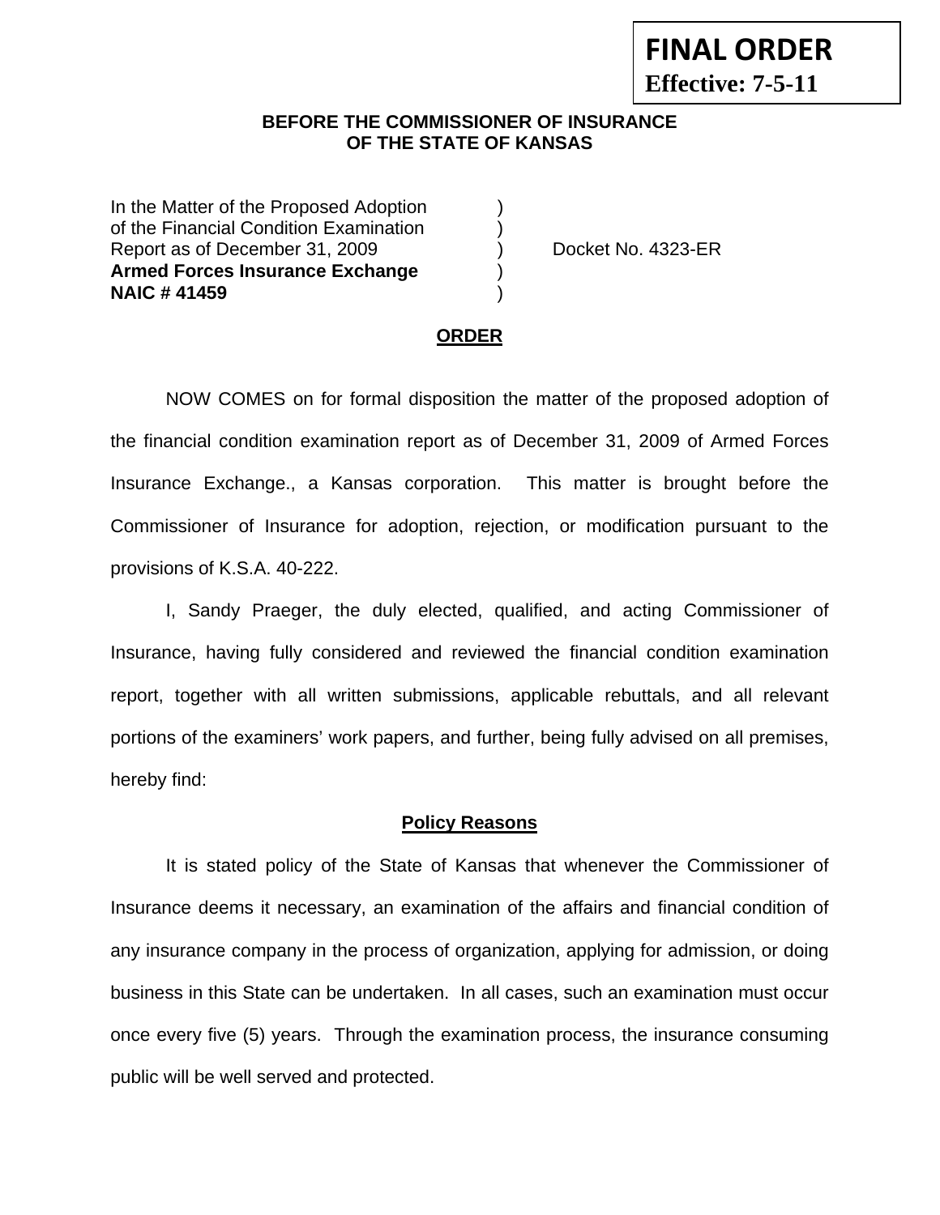**FINAL ORDER**
**Effective: 7-5-11**

**BEFORE THE COMMISSIONER OF INSURANCE**
**OF THE STATE OF KANSAS**

| | | |
|---|---|---|
| In the Matter of the Proposed Adoption | ) | |
| of the Financial Condition Examination | ) | |
| Report as of December 31, 2009 | ) | Docket No. 4323-ER |
| **Armed Forces Insurance Exchange** | ) | |
| **NAIC # 41459** | ) | |

## ORDER

NOW COMES on for formal disposition the matter of the proposed adoption of the financial condition examination report as of December 31, 2009 of Armed Forces Insurance Exchange., a Kansas corporation. This matter is brought before the Commissioner of Insurance for adoption, rejection, or modification pursuant to the provisions of K.S.A. 40-222.

I, Sandy Praeger, the duly elected, qualified, and acting Commissioner of Insurance, having fully considered and reviewed the financial condition examination report, together with all written submissions, applicable rebuttals, and all relevant portions of the examiners' work papers, and further, being fully advised on all premises, hereby find:

### Policy Reasons

It is stated policy of the State of Kansas that whenever the Commissioner of Insurance deems it necessary, an examination of the affairs and financial condition of any insurance company in the process of organization, applying for admission, or doing business in this State can be undertaken. In all cases, such an examination must occur once every five (5) years. Through the examination process, the insurance consuming public will be well served and protected.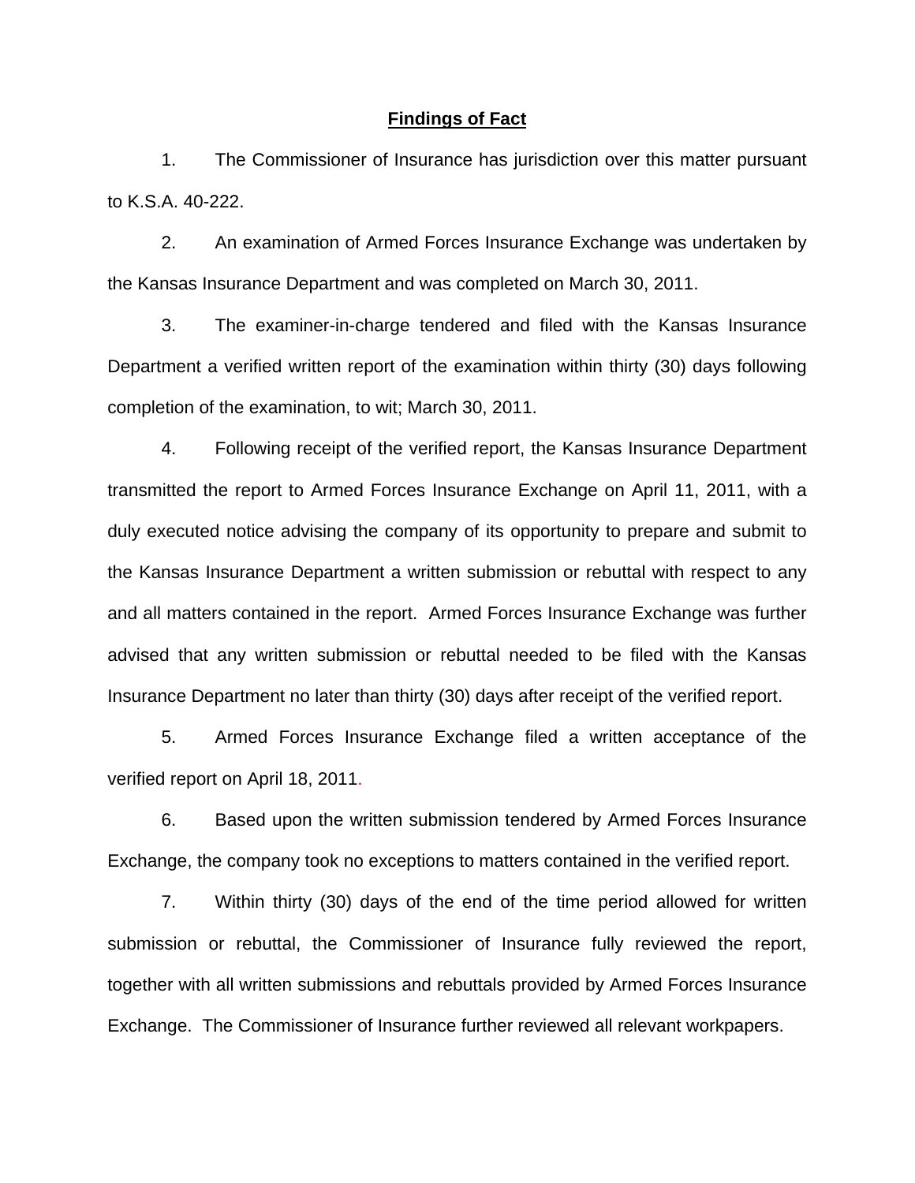## Findings of Fact

1. The Commissioner of Insurance has jurisdiction over this matter pursuant to K.S.A. 40-222.

2. An examination of Armed Forces Insurance Exchange was undertaken by the Kansas Insurance Department and was completed on March 30, 2011.

3. The examiner-in-charge tendered and filed with the Kansas Insurance Department a verified written report of the examination within thirty (30) days following completion of the examination, to wit; March 30, 2011.

4. Following receipt of the verified report, the Kansas Insurance Department transmitted the report to Armed Forces Insurance Exchange on April 11, 2011, with a duly executed notice advising the company of its opportunity to prepare and submit to the Kansas Insurance Department a written submission or rebuttal with respect to any and all matters contained in the report. Armed Forces Insurance Exchange was further advised that any written submission or rebuttal needed to be filed with the Kansas Insurance Department no later than thirty (30) days after receipt of the verified report.

5. Armed Forces Insurance Exchange filed a written acceptance of the verified report on April 18, 2011.

6. Based upon the written submission tendered by Armed Forces Insurance Exchange, the company took no exceptions to matters contained in the verified report.

7. Within thirty (30) days of the end of the time period allowed for written submission or rebuttal, the Commissioner of Insurance fully reviewed the report, together with all written submissions and rebuttals provided by Armed Forces Insurance Exchange. The Commissioner of Insurance further reviewed all relevant workpapers.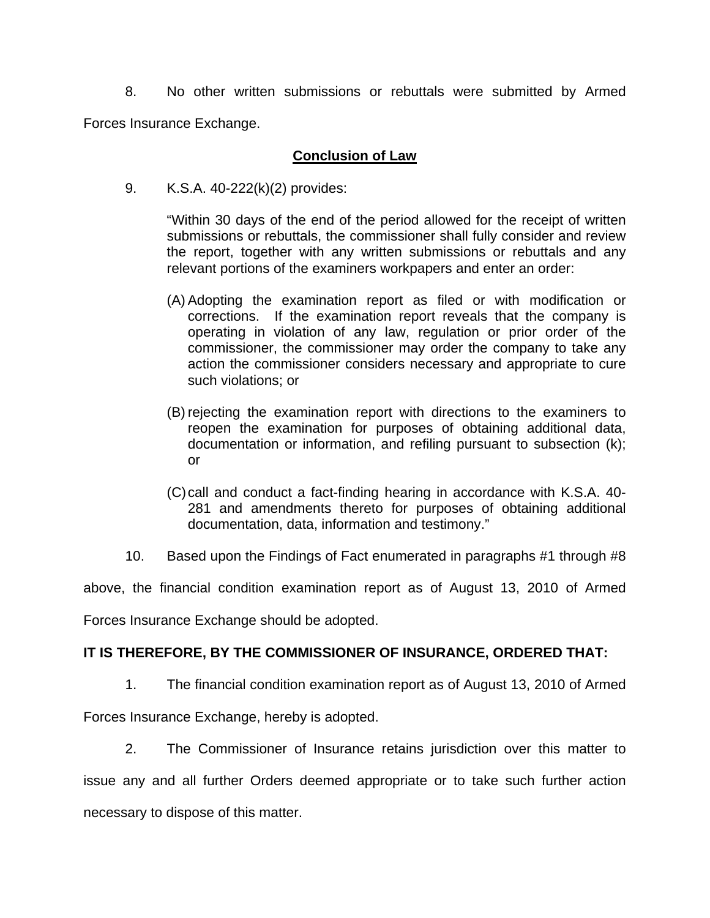8. No other written submissions or rebuttals were submitted by Armed Forces Insurance Exchange.

## Conclusion of Law

9. K.S.A. 40-222(k)(2) provides:

> "Within 30 days of the end of the period allowed for the receipt of written submissions or rebuttals, the commissioner shall fully consider and review the report, together with any written submissions or rebuttals and any relevant portions of the examiners workpapers and enter an order:
>
> (A) Adopting the examination report as filed or with modification or corrections. If the examination report reveals that the company is operating in violation of any law, regulation or prior order of the commissioner, the commissioner may order the company to take any action the commissioner considers necessary and appropriate to cure such violations; or
>
> (B) rejecting the examination report with directions to the examiners to reopen the examination for purposes of obtaining additional data, documentation or information, and refiling pursuant to subsection (k); or
>
> (C) call and conduct a fact-finding hearing in accordance with K.S.A. 40-281 and amendments thereto for purposes of obtaining additional documentation, data, information and testimony."

10. Based upon the Findings of Fact enumerated in paragraphs #1 through #8 above, the financial condition examination report as of August 13, 2010 of Armed Forces Insurance Exchange should be adopted.

**IT IS THEREFORE, BY THE COMMISSIONER OF INSURANCE, ORDERED THAT:**

1. The financial condition examination report as of August 13, 2010 of Armed Forces Insurance Exchange, hereby is adopted.

2. The Commissioner of Insurance retains jurisdiction over this matter to issue any and all further Orders deemed appropriate or to take such further action necessary to dispose of this matter.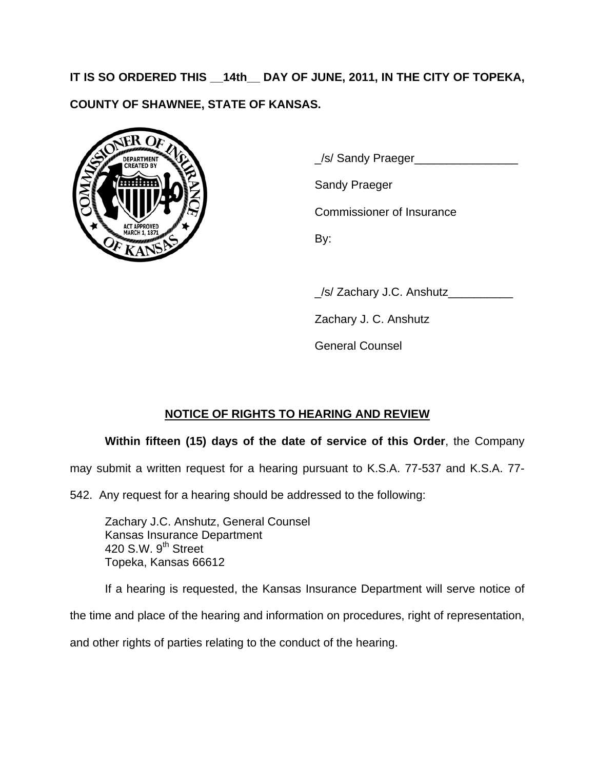**IT IS SO ORDERED THIS __14th__ DAY OF JUNE, 2011, IN THE CITY OF TOPEKA, COUNTY OF SHAWNEE, STATE OF KANSAS.**

_/s/ Sandy Praeger________________

Sandy Praeger

Commissioner of Insurance

By:

_/s/ Zachary J.C. Anshutz__________

Zachary J. C. Anshutz

General Counsel

## NOTICE OF RIGHTS TO HEARING AND REVIEW

**Within fifteen (15) days of the date of service of this Order**, the Company may submit a written request for a hearing pursuant to K.S.A. 77-537 and K.S.A. 77-542. Any request for a hearing should be addressed to the following:

Zachary J.C. Anshutz, General Counsel
Kansas Insurance Department
420 S.W. 9th Street
Topeka, Kansas 66612

If a hearing is requested, the Kansas Insurance Department will serve notice of the time and place of the hearing and information on procedures, right of representation, and other rights of parties relating to the conduct of the hearing.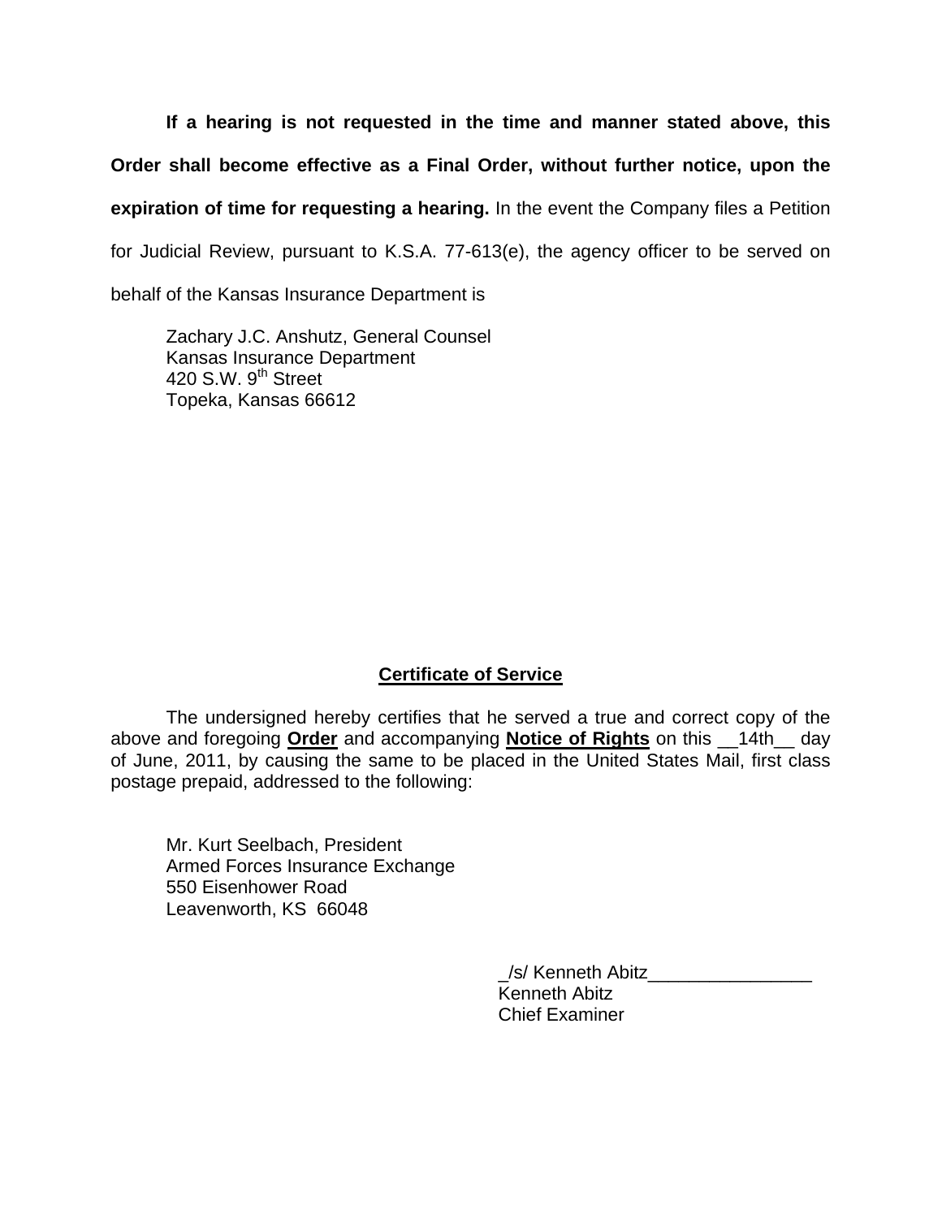**If a hearing is not requested in the time and manner stated above, this Order shall become effective as a Final Order, without further notice, upon the expiration of time for requesting a hearing.** In the event the Company files a Petition for Judicial Review, pursuant to K.S.A. 77-613(e), the agency officer to be served on behalf of the Kansas Insurance Department is

Zachary J.C. Anshutz, General Counsel
Kansas Insurance Department
420 S.W. 9th Street
Topeka, Kansas 66612

## Certificate of Service

The undersigned hereby certifies that he served a true and correct copy of the above and foregoing **Order** and accompanying **Notice of Rights** on this __14th__ day of June, 2011, by causing the same to be placed in the United States Mail, first class postage prepaid, addressed to the following:

Mr. Kurt Seelbach, President
Armed Forces Insurance Exchange
550 Eisenhower Road
Leavenworth, KS 66048

_/s/ Kenneth Abitz________________
Kenneth Abitz
Chief Examiner